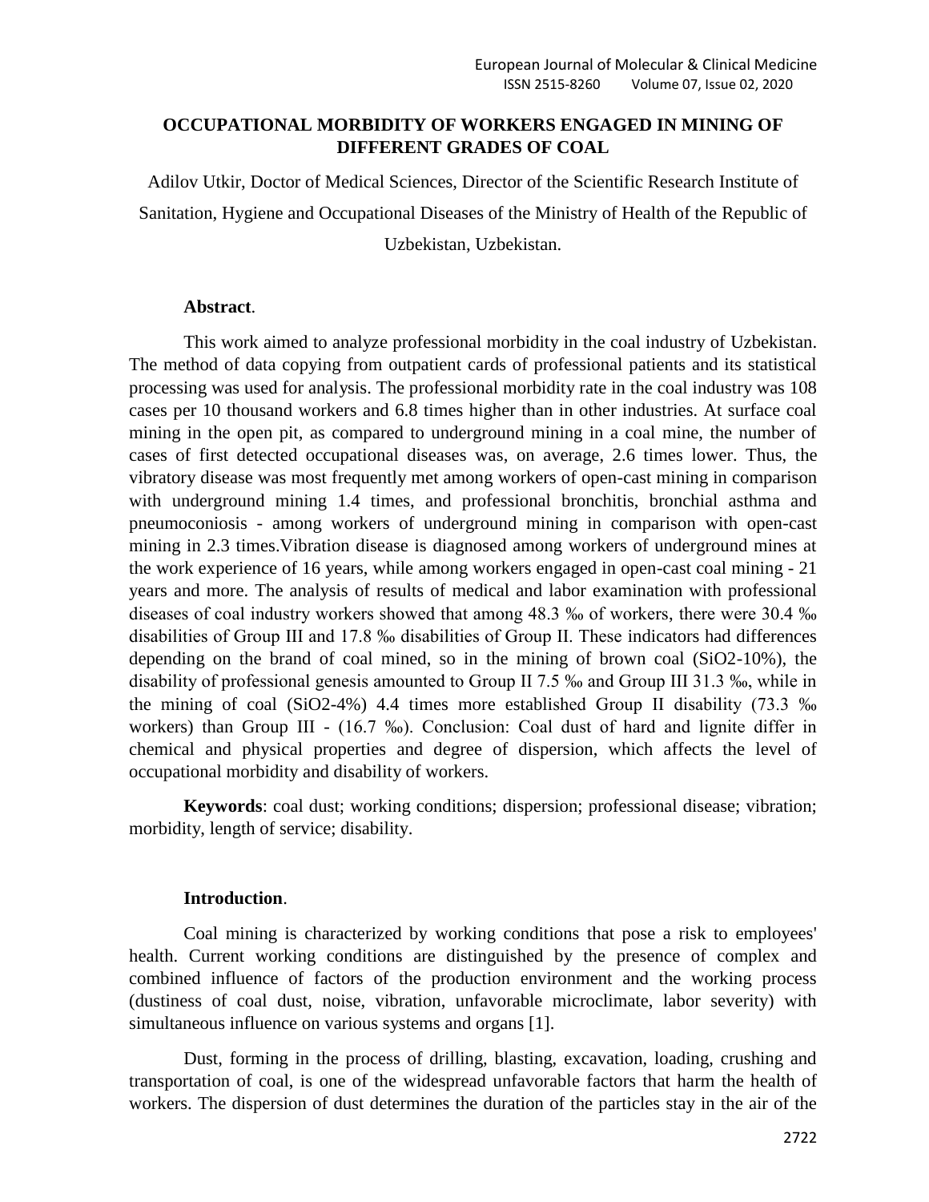# OCCUPATIONAL MORBIDITY OF WORKERS ENGAGED IN MINING OF DIFFERENT GRADES OF COAL

Adilov Utkir, Doctor of Medical Sciences, Director of the Scientific Research Institute of Sanitation, Hygiene and Occupational Diseases of the Ministry of Health of the Republic of Uzbekistan, Uzbekistan.

**Abstract**.

This work aimed to analyze professional morbidity in the coal industry of Uzbekistan. The method of data copying from outpatient cards of professional patients and its statistical processing was used for analysis. The professional morbidity rate in the coal industry was 108 cases per 10 thousand workers and 6.8 times higher than in other industries. At surface coal mining in the open pit, as compared to underground mining in a coal mine, the number of cases of first detected occupational diseases was, on average, 2.6 times lower. Thus, the vibratory disease was most frequently met among workers of open-cast mining in comparison with underground mining 1.4 times, and professional bronchitis, bronchial asthma and pneumoconiosis - among workers of underground mining in comparison with open-cast mining in 2.3 times.Vibration disease is diagnosed among workers of underground mines at the work experience of 16 years, while among workers engaged in open-cast coal mining - 21 years and more. The analysis of results of medical and labor examination with professional diseases of coal industry workers showed that among 48.3 ‰ of workers, there were 30.4 ‰ disabilities of Group III and 17.8 ‰ disabilities of Group II. These indicators had differences depending on the brand of coal mined, so in the mining of brown coal ($SiO_2$-10%), the disability of professional genesis amounted to Group II 7.5 ‰ and Group III 31.3 ‰, while in the mining of coal ($SiO_2$-4%) 4.4 times more established Group II disability (73.3 ‰ workers) than Group III - (16.7 ‰). Conclusion: Coal dust of hard and lignite differ in chemical and physical properties and degree of dispersion, which affects the level of occupational morbidity and disability of workers.

**Keywords**: coal dust; working conditions; dispersion; professional disease; vibration; morbidity, length of service; disability.

**Introduction**.

Coal mining is characterized by working conditions that pose a risk to employees' health. Current working conditions are distinguished by the presence of complex and combined influence of factors of the production environment and the working process (dustiness of coal dust, noise, vibration, unfavorable microclimate, labor severity) with simultaneous influence on various systems and organs [1].

Dust, forming in the process of drilling, blasting, excavation, loading, crushing and transportation of coal, is one of the widespread unfavorable factors that harm the health of workers. The dispersion of dust determines the duration of the particles stay in the air of the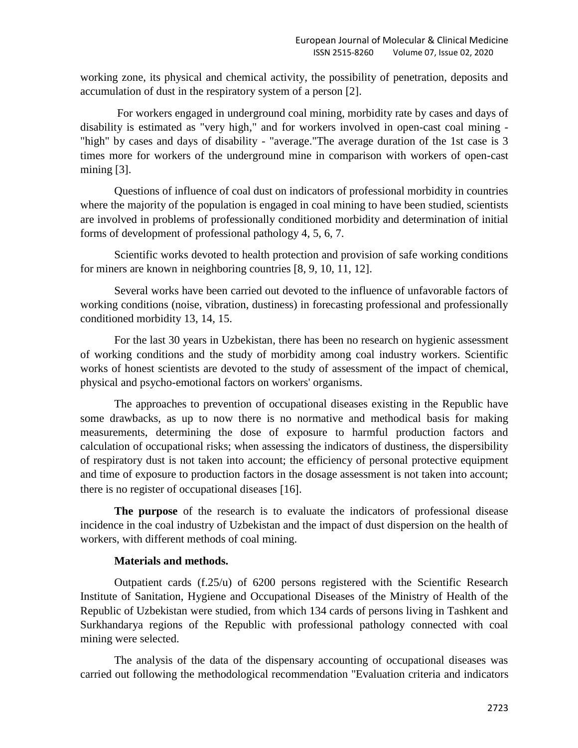working zone, its physical and chemical activity, the possibility of penetration, deposits and accumulation of dust in the respiratory system of a person [2].

For workers engaged in underground coal mining, morbidity rate by cases and days of disability is estimated as "very high," and for workers involved in open-cast coal mining - "high" by cases and days of disability - "average."The average duration of the 1st case is 3 times more for workers of the underground mine in comparison with workers of open-cast mining [3].

Questions of influence of coal dust on indicators of professional morbidity in countries where the majority of the population is engaged in coal mining to have been studied, scientists are involved in problems of professionally conditioned morbidity and determination of initial forms of development of professional pathology 4, 5, 6, 7.

Scientific works devoted to health protection and provision of safe working conditions for miners are known in neighboring countries [8, 9, 10, 11, 12].

Several works have been carried out devoted to the influence of unfavorable factors of working conditions (noise, vibration, dustiness) in forecasting professional and professionally conditioned morbidity 13, 14, 15.

For the last 30 years in Uzbekistan, there has been no research on hygienic assessment of working conditions and the study of morbidity among coal industry workers. Scientific works of honest scientists are devoted to the study of assessment of the impact of chemical, physical and psycho-emotional factors on workers' organisms.

The approaches to prevention of occupational diseases existing in the Republic have some drawbacks, as up to now there is no normative and methodical basis for making measurements, determining the dose of exposure to harmful production factors and calculation of occupational risks; when assessing the indicators of dustiness, the dispersibility of respiratory dust is not taken into account; the efficiency of personal protective equipment and time of exposure to production factors in the dosage assessment is not taken into account; there is no register of occupational diseases [16].

**The purpose** of the research is to evaluate the indicators of professional disease incidence in the coal industry of Uzbekistan and the impact of dust dispersion on the health of workers, with different methods of coal mining.

**Materials and methods.**

Outpatient cards (f.25/u) of 6200 persons registered with the Scientific Research Institute of Sanitation, Hygiene and Occupational Diseases of the Ministry of Health of the Republic of Uzbekistan were studied, from which 134 cards of persons living in Tashkent and Surkhandarya regions of the Republic with professional pathology connected with coal mining were selected.

The analysis of the data of the dispensary accounting of occupational diseases was carried out following the methodological recommendation "Evaluation criteria and indicators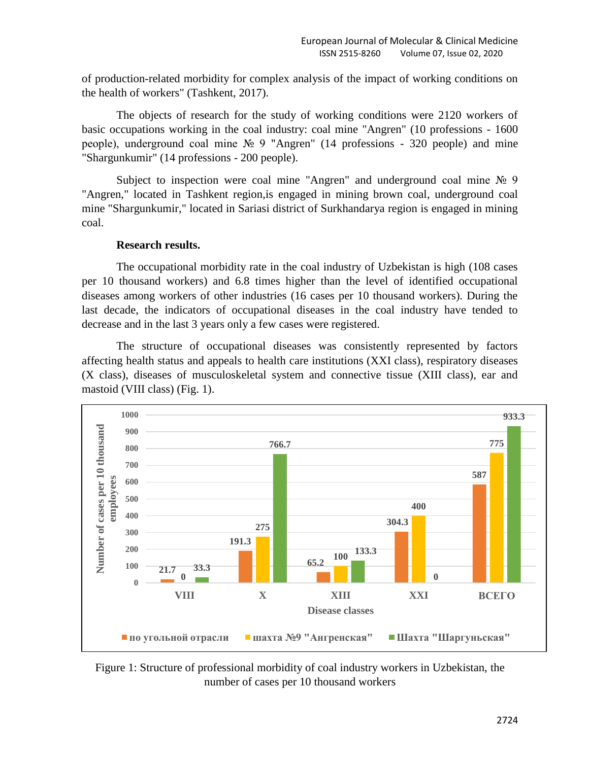of production-related morbidity for complex analysis of the impact of working conditions on the health of workers" (Tashkent, 2017).

The objects of research for the study of working conditions were 2120 workers of basic occupations working in the coal industry: coal mine "Angren" (10 professions - 1600 people), underground coal mine № 9 "Angren" (14 professions - 320 people) and mine "Shargunkumir" (14 professions - 200 people).

Subject to inspection were coal mine "Angren" and underground coal mine № 9 "Angren," located in Tashkent region,is engaged in mining brown coal, underground coal mine "Shargunkumir," located in Sariasi district of Surkhandarya region is engaged in mining coal.

**Research results.**

The occupational morbidity rate in the coal industry of Uzbekistan is high (108 cases per 10 thousand workers) and 6.8 times higher than the level of identified occupational diseases among workers of other industries (16 cases per 10 thousand workers). During the last decade, the indicators of occupational diseases in the coal industry have tended to decrease and in the last 3 years only a few cases were registered.

The structure of occupational diseases was consistently represented by factors affecting health status and appeals to health care institutions (XXI class), respiratory diseases (X class), diseases of musculoskeletal system and connective tissue (XIII class), ear and mastoid (VIII class) (Fig. 1).

| Disease classes | по угольной отрасли | шахта №9 "Ангренская" | Шахта "Шаргуньская" |
|---|---|---|---|
| VIII | 21.7 | 0 | 33.3 |
| X | 191.3 | 275 | 766.7 |
| XIII | 65.2 | 100 | 133.3 |
| XXI | 304.3 | 400 | 0 |
| ВСЕГО | 587 | 775 | 933.3 |

Figure 1: Structure of professional morbidity of coal industry workers in Uzbekistan, the number of cases per 10 thousand workers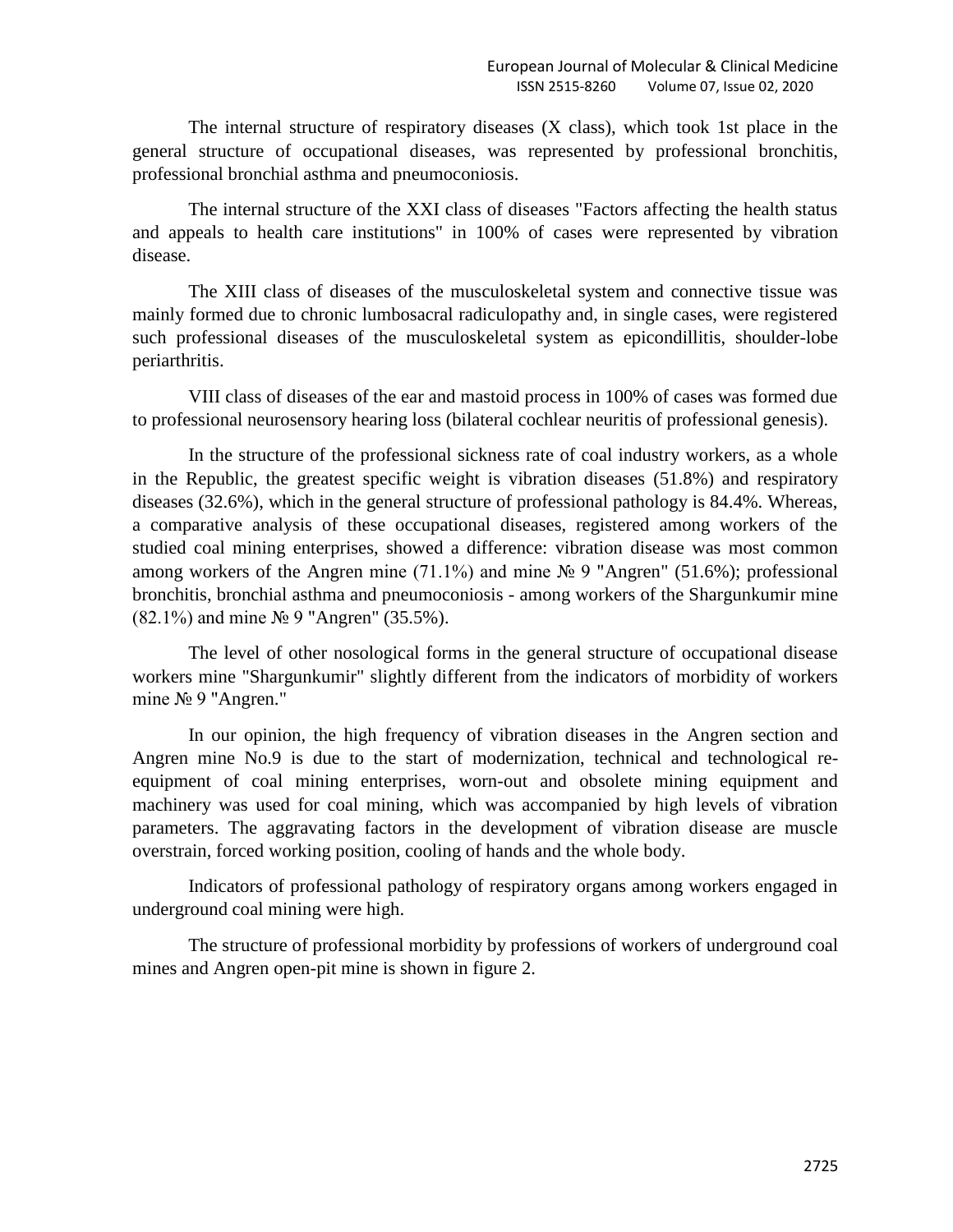The internal structure of respiratory diseases (X class), which took 1st place in the general structure of occupational diseases, was represented by professional bronchitis, professional bronchial asthma and pneumoconiosis.

The internal structure of the XXI class of diseases "Factors affecting the health status and appeals to health care institutions" in 100% of cases were represented by vibration disease.

The XIII class of diseases of the musculoskeletal system and connective tissue was mainly formed due to chronic lumbosacral radiculopathy and, in single cases, were registered such professional diseases of the musculoskeletal system as epicondillitis, shoulder-lobe periarthritis.

VIII class of diseases of the ear and mastoid process in 100% of cases was formed due to professional neurosensory hearing loss (bilateral cochlear neuritis of professional genesis).

In the structure of the professional sickness rate of coal industry workers, as a whole in the Republic, the greatest specific weight is vibration diseases (51.8%) and respiratory diseases (32.6%), which in the general structure of professional pathology is 84.4%. Whereas, a comparative analysis of these occupational diseases, registered among workers of the studied coal mining enterprises, showed a difference: vibration disease was most common among workers of the Angren mine (71.1%) and mine № 9 "Angren" (51.6%); professional bronchitis, bronchial asthma and pneumoconiosis - among workers of the Shargunkumir mine (82.1%) and mine № 9 "Angren" (35.5%).

The level of other nosological forms in the general structure of occupational disease workers mine "Shargunkumir" slightly different from the indicators of morbidity of workers mine № 9 "Angren."

In our opinion, the high frequency of vibration diseases in the Angren section and Angren mine No.9 is due to the start of modernization, technical and technological re-equipment of coal mining enterprises, worn-out and obsolete mining equipment and machinery was used for coal mining, which was accompanied by high levels of vibration parameters. The aggravating factors in the development of vibration disease are muscle overstrain, forced working position, cooling of hands and the whole body.

Indicators of professional pathology of respiratory organs among workers engaged in underground coal mining were high.

The structure of professional morbidity by professions of workers of underground coal mines and Angren open-pit mine is shown in figure 2.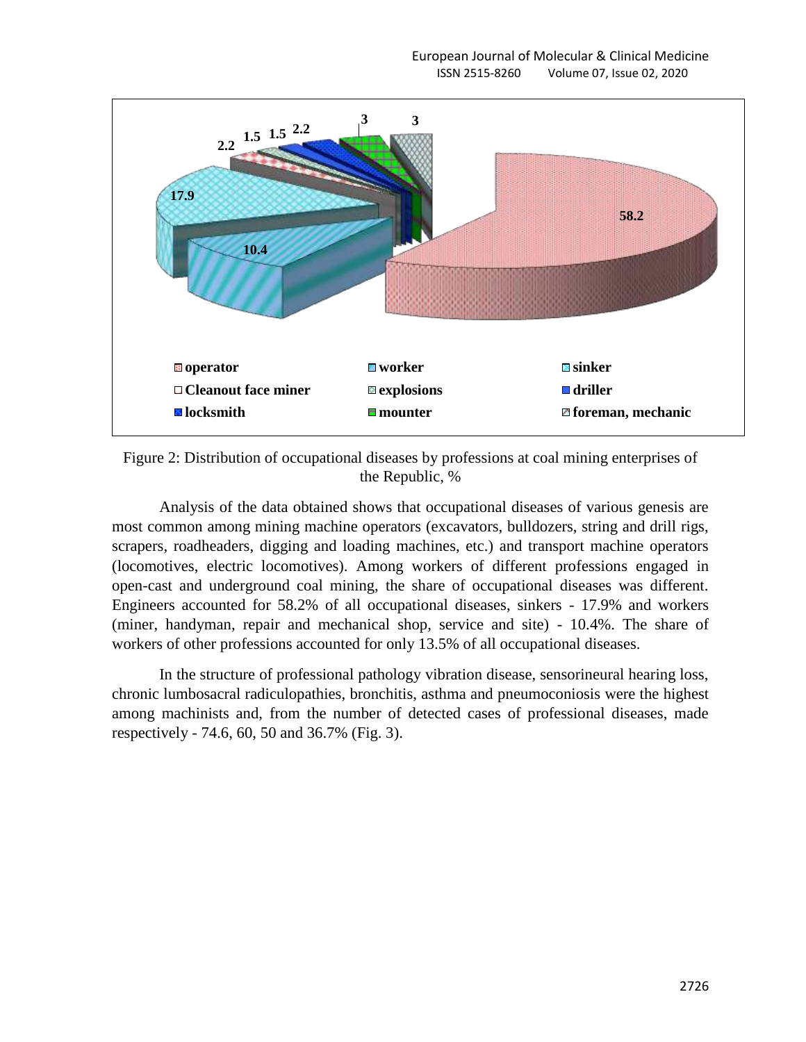Figure 2: Distribution of occupational diseases by professions at coal mining enterprises of the Republic, %

Analysis of the data obtained shows that occupational diseases of various genesis are most common among mining machine operators (excavators, bulldozers, string and drill rigs, scrapers, roadheaders, digging and loading machines, etc.) and transport machine operators (locomotives, electric locomotives). Among workers of different professions engaged in open-cast and underground coal mining, the share of occupational diseases was different. Engineers accounted for 58.2% of all occupational diseases, sinkers - 17.9% and workers (miner, handyman, repair and mechanical shop, service and site) - 10.4%. The share of workers of other professions accounted for only 13.5% of all occupational diseases.

In the structure of professional pathology vibration disease, sensorineural hearing loss, chronic lumbosacral radiculopathies, bronchitis, asthma and pneumoconiosis were the highest among machinists and, from the number of detected cases of professional diseases, made respectively - 74.6, 60, 50 and 36.7% (Fig. 3).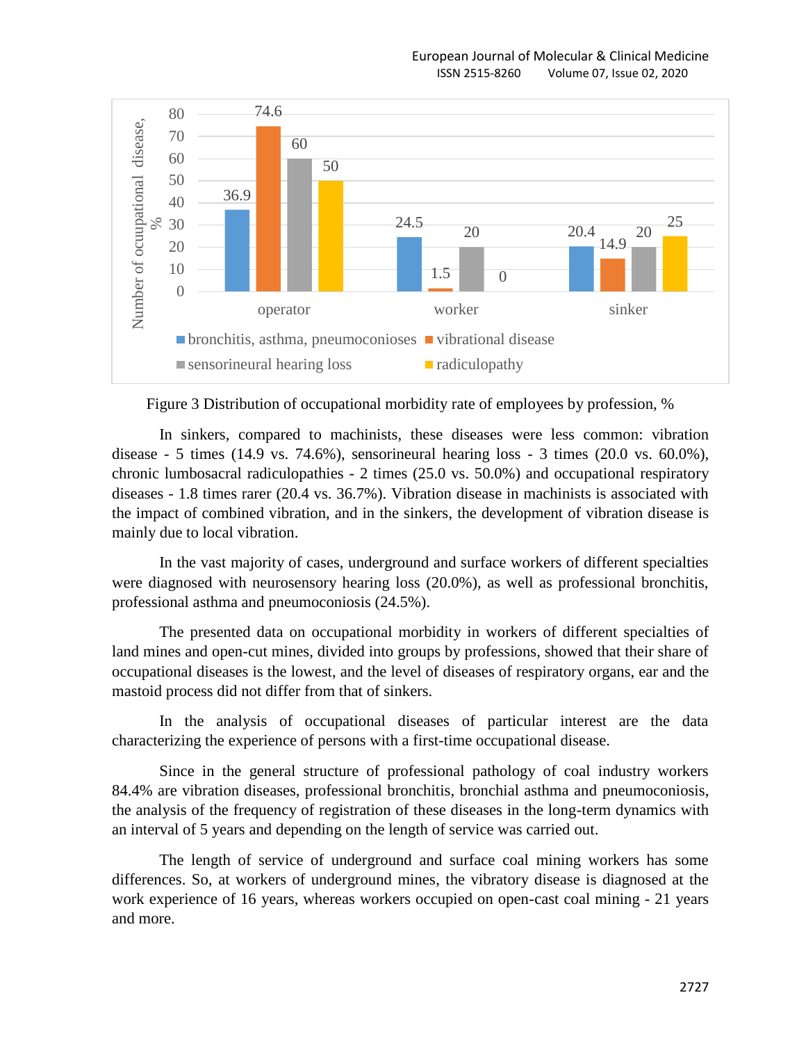| | bronchitis, asthma, pneumoconioses | vibrational disease | sensorineural hearing loss | radiculopathy |
|---|---|---|---|---|
| operator | 36.9 | 74.6 | 60 | 50 |
| worker | 24.5 | 1.5 | 20 | 0 |
| sinker | 20.4 | 14.9 | 20 | 25 |

Figure 3 Distribution of occupational morbidity rate of employees by profession, %

In sinkers, compared to machinists, these diseases were less common: vibration disease - 5 times (14.9 vs. 74.6%), sensorineural hearing loss - 3 times (20.0 vs. 60.0%), chronic lumbosacral radiculopathies - 2 times (25.0 vs. 50.0%) and occupational respiratory diseases - 1.8 times rarer (20.4 vs. 36.7%). Vibration disease in machinists is associated with the impact of combined vibration, and in the sinkers, the development of vibration disease is mainly due to local vibration.

In the vast majority of cases, underground and surface workers of different specialties were diagnosed with neurosensory hearing loss (20.0%), as well as professional bronchitis, professional asthma and pneumoconiosis (24.5%).

The presented data on occupational morbidity in workers of different specialties of land mines and open-cut mines, divided into groups by professions, showed that their share of occupational diseases is the lowest, and the level of diseases of respiratory organs, ear and the mastoid process did not differ from that of sinkers.

In the analysis of occupational diseases of particular interest are the data characterizing the experience of persons with a first-time occupational disease.

Since in the general structure of professional pathology of coal industry workers 84.4% are vibration diseases, professional bronchitis, bronchial asthma and pneumoconiosis, the analysis of the frequency of registration of these diseases in the long-term dynamics with an interval of 5 years and depending on the length of service was carried out.

The length of service of underground and surface coal mining workers has some differences. So, at workers of underground mines, the vibratory disease is diagnosed at the work experience of 16 years, whereas workers occupied on open-cast coal mining - 21 years and more.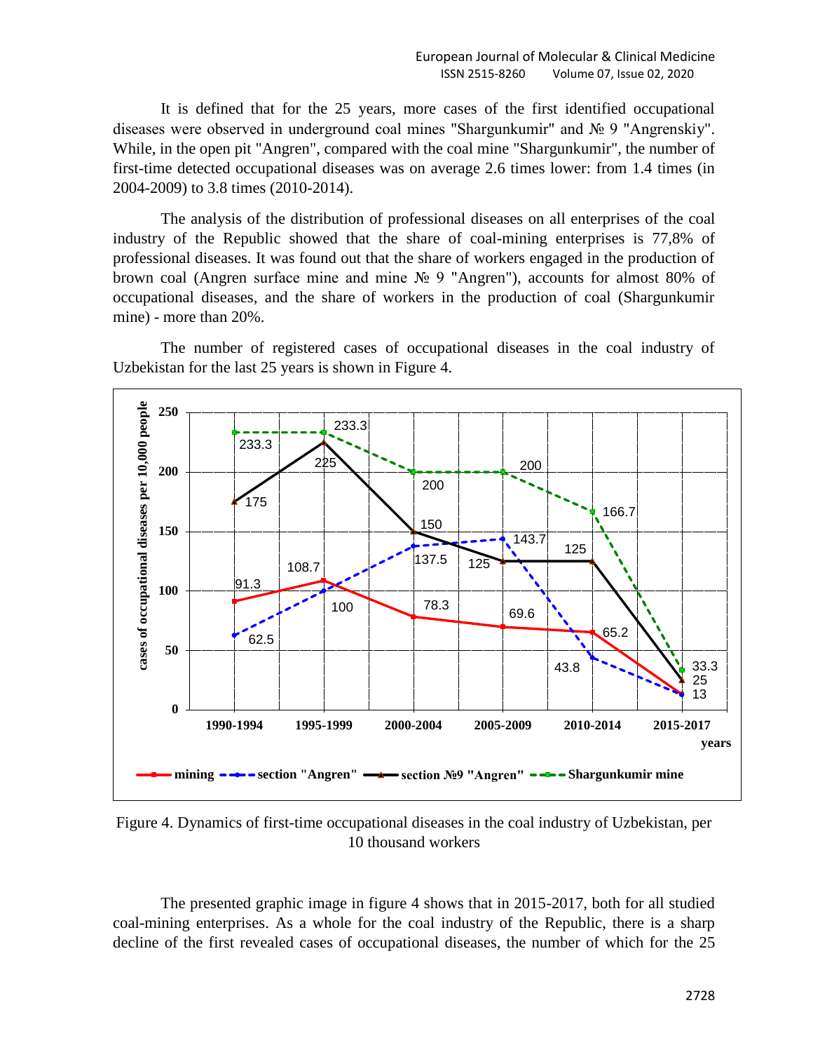It is defined that for the 25 years, more cases of the first identified occupational diseases were observed in underground coal mines "Shargunkumir" and № 9 "Angrenskiy". While, in the open pit "Angren", compared with the coal mine "Shargunkumir", the number of first-time detected occupational diseases was on average 2.6 times lower: from 1.4 times (in 2004-2009) to 3.8 times (2010-2014).

The analysis of the distribution of professional diseases on all enterprises of the coal industry of the Republic showed that the share of coal-mining enterprises is 77,8% of professional diseases. It was found out that the share of workers engaged in the production of brown coal (Angren surface mine and mine № 9 "Angren"), accounts for almost 80% of occupational diseases, and the share of workers in the production of coal (Shargunkumir mine) - more than 20%.

The number of registered cases of occupational diseases in the coal industry of Uzbekistan for the last 25 years is shown in Figure 4.

| years | mining | section "Angren" | section №9 "Angren" | Shargunkumir mine |
|---|---|---|---|---|
| 1990-1994 | 91.3 | 62.5 | 175 | 233.3 |
| 1995-1999 | 108.7 | 100 | 225 | 233.3 |
| 2000-2004 | 78.3 | 137.5 | 150 | 200 |
| 2005-2009 | 69.6 | 143.7 | 125 | 200 |
| 2010-2014 | 65.2 | 43.8 | 125 | 166.7 |
| 2015-2017 | 13 | 13 | 25 | 33.3 |

Figure 4. Dynamics of first-time occupational diseases in the coal industry of Uzbekistan, per 10 thousand workers

The presented graphic image in figure 4 shows that in 2015-2017, both for all studied coal-mining enterprises. As a whole for the coal industry of the Republic, there is a sharp decline of the first revealed cases of occupational diseases, the number of which for the 25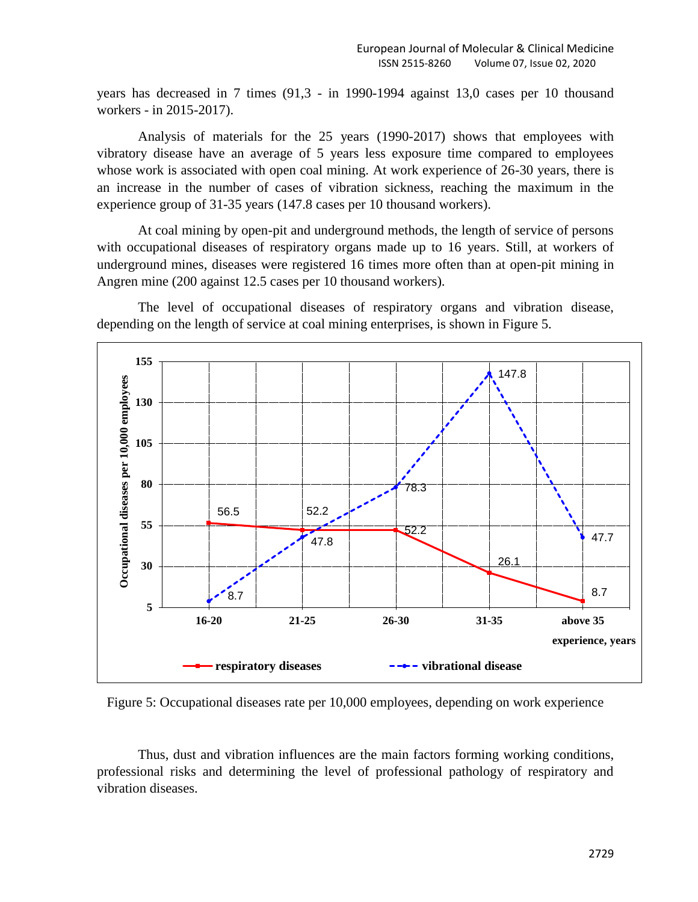years has decreased in 7 times (91,3 - in 1990-1994 against 13,0 cases per 10 thousand workers - in 2015-2017).

Analysis of materials for the 25 years (1990-2017) shows that employees with vibratory disease have an average of 5 years less exposure time compared to employees whose work is associated with open coal mining. At work experience of 26-30 years, there is an increase in the number of cases of vibration sickness, reaching the maximum in the experience group of 31-35 years (147.8 cases per 10 thousand workers).

At coal mining by open-pit and underground methods, the length of service of persons with occupational diseases of respiratory organs made up to 16 years. Still, at workers of underground mines, diseases were registered 16 times more often than at open-pit mining in Angren mine (200 against 12.5 cases per 10 thousand workers).

The level of occupational diseases of respiratory organs and vibration disease, depending on the length of service at coal mining enterprises, is shown in Figure 5.

Figure 5: Occupational diseases rate per 10,000 employees, depending on work experience

Thus, dust and vibration influences are the main factors forming working conditions, professional risks and determining the level of professional pathology of respiratory and vibration diseases.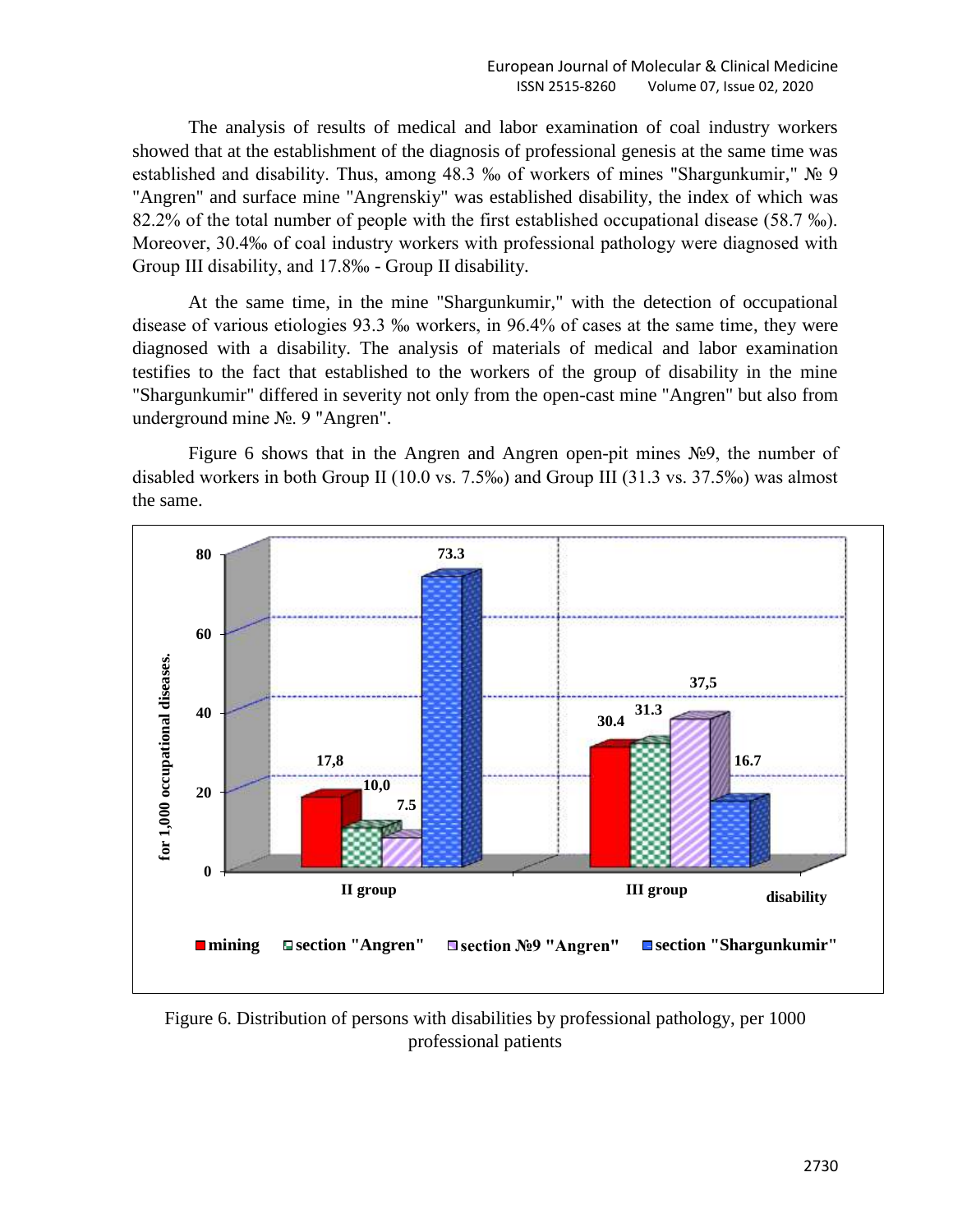The analysis of results of medical and labor examination of coal industry workers showed that at the establishment of the diagnosis of professional genesis at the same time was established and disability. Thus, among 48.3 ‰ of workers of mines "Shargunkumir," № 9 "Angren" and surface mine "Angrenskiy" was established disability, the index of which was 82.2% of the total number of people with the first established occupational disease (58.7 ‰). Moreover, 30.4‰ of coal industry workers with professional pathology were diagnosed with Group III disability, and 17.8‰ - Group II disability.

At the same time, in the mine "Shargunkumir," with the detection of occupational disease of various etiologies 93.3 ‰ workers, in 96.4% of cases at the same time, they were diagnosed with a disability. The analysis of materials of medical and labor examination testifies to the fact that established to the workers of the group of disability in the mine "Shargunkumir" differed in severity not only from the open-cast mine "Angren" but also from underground mine №. 9 "Angren".

Figure 6 shows that in the Angren and Angren open-pit mines №9, the number of disabled workers in both Group II (10.0 vs. 7.5‰) and Group III (31.3 vs. 37.5‰) was almost the same.

| disability | mining | section "Angren" | section №9 "Angren" | section "Shargunkumir" |
|---|---|---|---|---|
| II group | 17,8 | 10,0 | 7.5 | 73.3 |
| III group | 30.4 | 31.3 | 37,5 | 16.7 |

Figure 6. Distribution of persons with disabilities by professional pathology, per 1000 professional patients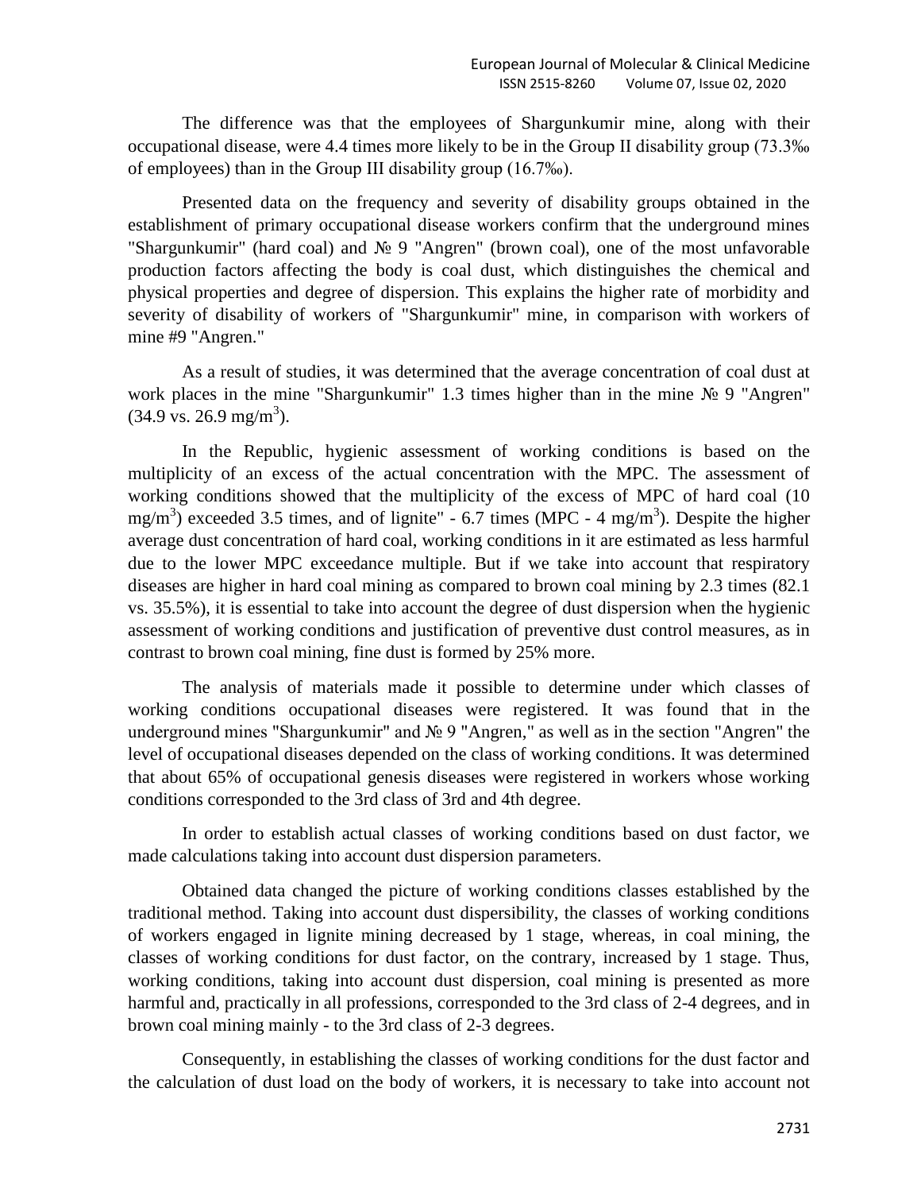The difference was that the employees of Shargunkumir mine, along with their occupational disease, were 4.4 times more likely to be in the Group II disability group (73.3‰ of employees) than in the Group III disability group (16.7‰).

Presented data on the frequency and severity of disability groups obtained in the establishment of primary occupational disease workers confirm that the underground mines "Shargunkumir" (hard coal) and № 9 "Angren" (brown coal), one of the most unfavorable production factors affecting the body is coal dust, which distinguishes the chemical and physical properties and degree of dispersion. This explains the higher rate of morbidity and severity of disability of workers of "Shargunkumir" mine, in comparison with workers of mine #9 "Angren."

As a result of studies, it was determined that the average concentration of coal dust at work places in the mine "Shargunkumir" 1.3 times higher than in the mine № 9 "Angren" (34.9 vs. 26.9 mg/m$^3$).

In the Republic, hygienic assessment of working conditions is based on the multiplicity of an excess of the actual concentration with the MPC. The assessment of working conditions showed that the multiplicity of the excess of MPC of hard coal (10 mg/m$^3$) exceeded 3.5 times, and of lignite" - 6.7 times (MPC - 4 mg/m$^3$). Despite the higher average dust concentration of hard coal, working conditions in it are estimated as less harmful due to the lower MPC exceedance multiple. But if we take into account that respiratory diseases are higher in hard coal mining as compared to brown coal mining by 2.3 times (82.1 vs. 35.5%), it is essential to take into account the degree of dust dispersion when the hygienic assessment of working conditions and justification of preventive dust control measures, as in contrast to brown coal mining, fine dust is formed by 25% more.

The analysis of materials made it possible to determine under which classes of working conditions occupational diseases were registered. It was found that in the underground mines "Shargunkumir" and № 9 "Angren," as well as in the section "Angren" the level of occupational diseases depended on the class of working conditions. It was determined that about 65% of occupational genesis diseases were registered in workers whose working conditions corresponded to the 3rd class of 3rd and 4th degree.

In order to establish actual classes of working conditions based on dust factor, we made calculations taking into account dust dispersion parameters.

Obtained data changed the picture of working conditions classes established by the traditional method. Taking into account dust dispersibility, the classes of working conditions of workers engaged in lignite mining decreased by 1 stage, whereas, in coal mining, the classes of working conditions for dust factor, on the contrary, increased by 1 stage. Thus, working conditions, taking into account dust dispersion, coal mining is presented as more harmful and, practically in all professions, corresponded to the 3rd class of 2-4 degrees, and in brown coal mining mainly - to the 3rd class of 2-3 degrees.

Consequently, in establishing the classes of working conditions for the dust factor and the calculation of dust load on the body of workers, it is necessary to take into account not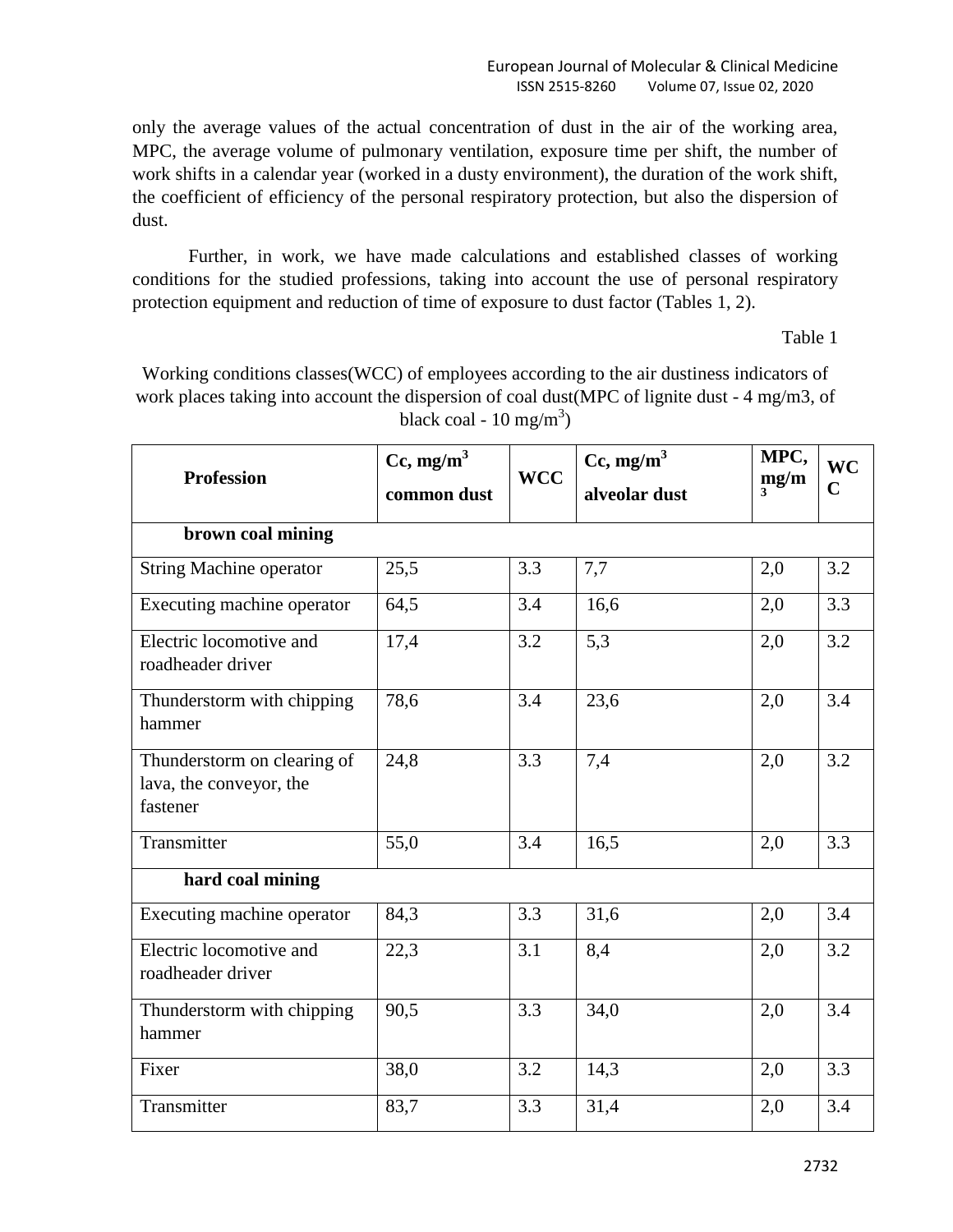only the average values of the actual concentration of dust in the air of the working area, MPC, the average volume of pulmonary ventilation, exposure time per shift, the number of work shifts in a calendar year (worked in a dusty environment), the duration of the work shift, the coefficient of efficiency of the personal respiratory protection, but also the dispersion of dust.

Further, in work, we have made calculations and established classes of working conditions for the studied professions, taking into account the use of personal respiratory protection equipment and reduction of time of exposure to dust factor (Tables 1, 2).

Table 1

Working conditions classes(WCC) of employees according to the air dustiness indicators of work places taking into account the dispersion of coal dust(MPC of lignite dust - 4 mg/m3, of black coal - 10 mg/m$^3$)

| Profession | Cc, mg/m$^3$ common dust | WCC | Cc, mg/m$^3$ alveolar dust | MPC, mg/m$^3$ | WCC |
|---|---|---|---|---|---|
| **brown coal mining** | | | | | |
| String Machine operator | 25,5 | 3.3 | 7,7 | 2,0 | 3.2 |
| Executing machine operator | 64,5 | 3.4 | 16,6 | 2,0 | 3.3 |
| Electric locomotive and roadheader driver | 17,4 | 3.2 | 5,3 | 2,0 | 3.2 |
| Thunderstorm with chipping hammer | 78,6 | 3.4 | 23,6 | 2,0 | 3.4 |
| Thunderstorm on clearing of lava, the conveyor, the fastener | 24,8 | 3.3 | 7,4 | 2,0 | 3.2 |
| Transmitter | 55,0 | 3.4 | 16,5 | 2,0 | 3.3 |
| **hard coal mining** | | | | | |
| Executing machine operator | 84,3 | 3.3 | 31,6 | 2,0 | 3.4 |
| Electric locomotive and roadheader driver | 22,3 | 3.1 | 8,4 | 2,0 | 3.2 |
| Thunderstorm with chipping hammer | 90,5 | 3.3 | 34,0 | 2,0 | 3.4 |
| Fixer | 38,0 | 3.2 | 14,3 | 2,0 | 3.3 |
| Transmitter | 83,7 | 3.3 | 31,4 | 2,0 | 3.4 |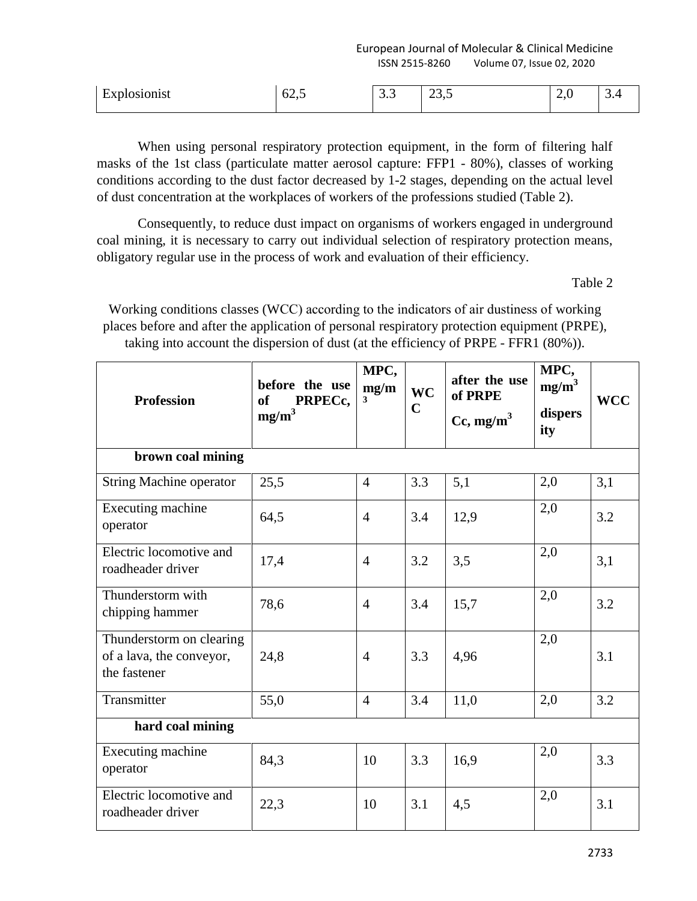| Explosionist | 62,5 | 3.3 | 23,5 | 2,0 | 3.4 |
|---|---|---|---|---|---|

When using personal respiratory protection equipment, in the form of filtering half masks of the 1st class (particulate matter aerosol capture: FFP1 - 80%), classes of working conditions according to the dust factor decreased by 1-2 stages, depending on the actual level of dust concentration at the workplaces of workers of the professions studied (Table 2).

Consequently, to reduce dust impact on organisms of workers engaged in underground coal mining, it is necessary to carry out individual selection of respiratory protection means, obligatory regular use in the process of work and evaluation of their efficiency.

Table 2

Working conditions classes (WCC) according to the indicators of air dustiness of working places before and after the application of personal respiratory protection equipment (PRPE), taking into account the dispersion of dust (at the efficiency of PRPE - FFR1 (80%)).

| **Profession** | **before the use of PRPECc, mg/m$^3$** | **MPC, mg/m$^3$** | **WCC** | **after the use of PRPE Cc, mg/m$^3$** | **MPC, mg/m$^3$ dispersity** | **WCC** |
|---|---|---|---|---|---|---|
| **brown coal mining** | | | | | | |
| String Machine operator | 25,5 | 4 | 3.3 | 5,1 | 2,0 | 3,1 |
| Executing machine operator | 64,5 | 4 | 3.4 | 12,9 | 2,0 | 3.2 |
| Electric locomotive and roadheader driver | 17,4 | 4 | 3.2 | 3,5 | 2,0 | 3,1 |
| Thunderstorm with chipping hammer | 78,6 | 4 | 3.4 | 15,7 | 2,0 | 3.2 |
| Thunderstorm on clearing of a lava, the conveyor, the fastener | 24,8 | 4 | 3.3 | 4,96 | 2,0 | 3.1 |
| Transmitter | 55,0 | 4 | 3.4 | 11,0 | 2,0 | 3.2 |
| **hard coal mining** | | | | | | |
| Executing machine operator | 84,3 | 10 | 3.3 | 16,9 | 2,0 | 3.3 |
| Electric locomotive and roadheader driver | 22,3 | 10 | 3.1 | 4,5 | 2,0 | 3.1 |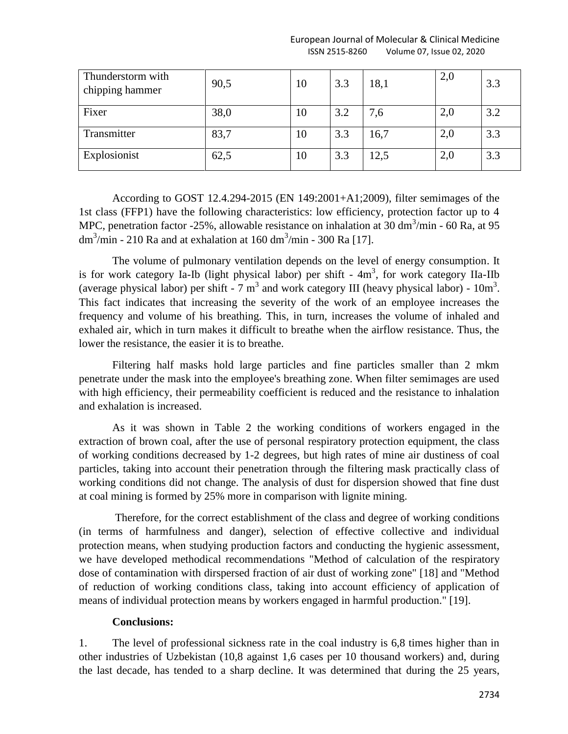| Thunderstorm with chipping hammer | 90,5 | 10 | 3.3 | 18,1 | 2,0 | 3.3 |
|---|---|---|---|---|---|---|
| Fixer | 38,0 | 10 | 3.2 | 7,6 | 2,0 | 3.2 |
| Transmitter | 83,7 | 10 | 3.3 | 16,7 | 2,0 | 3.3 |
| Explosionist | 62,5 | 10 | 3.3 | 12,5 | 2,0 | 3.3 |

According to GOST 12.4.294-2015 (EN 149:2001+A1;2009), filter semimages of the 1st class (FFP1) have the following characteristics: low efficiency, protection factor up to 4 MPC, penetration factor -25%, allowable resistance on inhalation at 30 $dm^3$/min - 60 Ra, at 95 $dm^3$/min - 210 Ra and at exhalation at 160 $dm^3$/min - 300 Ra [17].

The volume of pulmonary ventilation depends on the level of energy consumption. It is for work category Ia-Ib (light physical labor) per shift - $4m^3$, for work category IIa-IIb (average physical labor) per shift - 7 $m^3$ and work category III (heavy physical labor) - $10m^3$. This fact indicates that increasing the severity of the work of an employee increases the frequency and volume of his breathing. This, in turn, increases the volume of inhaled and exhaled air, which in turn makes it difficult to breathe when the airflow resistance. Thus, the lower the resistance, the easier it is to breathe.

Filtering half masks hold large particles and fine particles smaller than 2 mkm penetrate under the mask into the employee's breathing zone. When filter semimages are used with high efficiency, their permeability coefficient is reduced and the resistance to inhalation and exhalation is increased.

As it was shown in Table 2 the working conditions of workers engaged in the extraction of brown coal, after the use of personal respiratory protection equipment, the class of working conditions decreased by 1-2 degrees, but high rates of mine air dustiness of coal particles, taking into account their penetration through the filtering mask practically class of working conditions did not change. The analysis of dust for dispersion showed that fine dust at coal mining is formed by 25% more in comparison with lignite mining.

Therefore, for the correct establishment of the class and degree of working conditions (in terms of harmfulness and danger), selection of effective collective and individual protection means, when studying production factors and conducting the hygienic assessment, we have developed methodical recommendations "Method of calculation of the respiratory dose of contamination with dirspersed fraction of air dust of working zone" [18] and "Method of reduction of working conditions class, taking into account efficiency of application of means of individual protection means by workers engaged in harmful production." [19].

**Conclusions:**

1. The level of professional sickness rate in the coal industry is 6,8 times higher than in other industries of Uzbekistan (10,8 against 1,6 cases per 10 thousand workers) and, during the last decade, has tended to a sharp decline. It was determined that during the 25 years,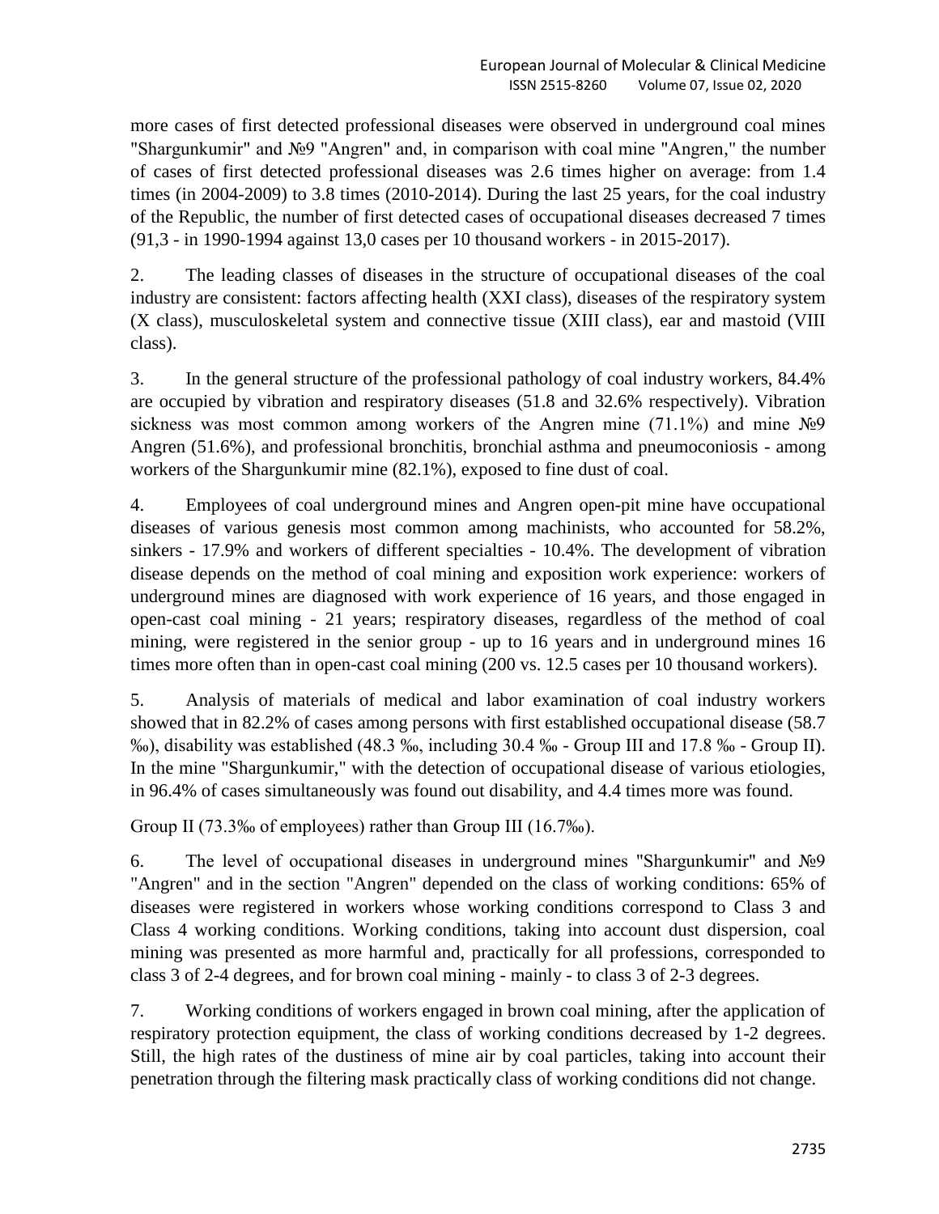more cases of first detected professional diseases were observed in underground coal mines "Shargunkumir" and №9 "Angren" and, in comparison with coal mine "Angren," the number of cases of first detected professional diseases was 2.6 times higher on average: from 1.4 times (in 2004-2009) to 3.8 times (2010-2014). During the last 25 years, for the coal industry of the Republic, the number of first detected cases of occupational diseases decreased 7 times (91,3 - in 1990-1994 against 13,0 cases per 10 thousand workers - in 2015-2017).

2. The leading classes of diseases in the structure of occupational diseases of the coal industry are consistent: factors affecting health (XXI class), diseases of the respiratory system (X class), musculoskeletal system and connective tissue (XIII class), ear and mastoid (VIII class).

3. In the general structure of the professional pathology of coal industry workers, 84.4% are occupied by vibration and respiratory diseases (51.8 and 32.6% respectively). Vibration sickness was most common among workers of the Angren mine (71.1%) and mine №9 Angren (51.6%), and professional bronchitis, bronchial asthma and pneumoconiosis - among workers of the Shargunkumir mine (82.1%), exposed to fine dust of coal.

4. Employees of coal underground mines and Angren open-pit mine have occupational diseases of various genesis most common among machinists, who accounted for 58.2%, sinkers - 17.9% and workers of different specialties - 10.4%. The development of vibration disease depends on the method of coal mining and exposition work experience: workers of underground mines are diagnosed with work experience of 16 years, and those engaged in open-cast coal mining - 21 years; respiratory diseases, regardless of the method of coal mining, were registered in the senior group - up to 16 years and in underground mines 16 times more often than in open-cast coal mining (200 vs. 12.5 cases per 10 thousand workers).

5. Analysis of materials of medical and labor examination of coal industry workers showed that in 82.2% of cases among persons with first established occupational disease (58.7 ‰), disability was established (48.3 ‰, including 30.4 ‰ - Group III and 17.8 ‰ - Group II). In the mine "Shargunkumir," with the detection of occupational disease of various etiologies, in 96.4% of cases simultaneously was found out disability, and 4.4 times more was found.

Group II (73.3‰ of employees) rather than Group III (16.7‰).

6. The level of occupational diseases in underground mines "Shargunkumir" and №9 "Angren" and in the section "Angren" depended on the class of working conditions: 65% of diseases were registered in workers whose working conditions correspond to Class 3 and Class 4 working conditions. Working conditions, taking into account dust dispersion, coal mining was presented as more harmful and, practically for all professions, corresponded to class 3 of 2-4 degrees, and for brown coal mining - mainly - to class 3 of 2-3 degrees.

7. Working conditions of workers engaged in brown coal mining, after the application of respiratory protection equipment, the class of working conditions decreased by 1-2 degrees. Still, the high rates of the dustiness of mine air by coal particles, taking into account their penetration through the filtering mask practically class of working conditions did not change.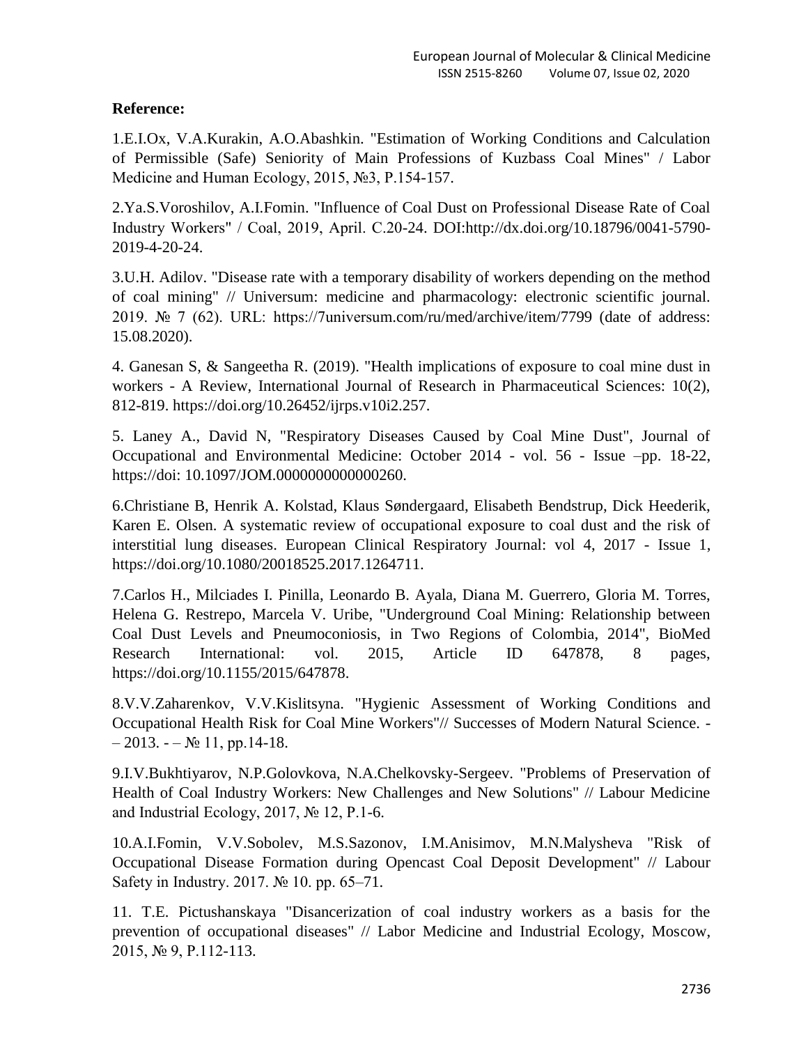**Reference:**

1.E.I.Ox, V.A.Kurakin, A.O.Abashkin. "Estimation of Working Conditions and Calculation of Permissible (Safe) Seniority of Main Professions of Kuzbass Coal Mines" / Labor Medicine and Human Ecology, 2015, №3, P.154-157.

2.Ya.S.Voroshilov, A.I.Fomin. "Influence of Coal Dust on Professional Disease Rate of Coal Industry Workers" / Coal, 2019, April. C.20-24. DOI:http://dx.doi.org/10.18796/0041-5790-2019-4-20-24.

3.U.H. Adilov. "Disease rate with a temporary disability of workers depending on the method of coal mining" // Universum: medicine and pharmacology: electronic scientific journal. 2019. № 7 (62). URL: https://7universum.com/ru/med/archive/item/7799 (date of address: 15.08.2020).

4. Ganesan S, & Sangeetha R. (2019). "Health implications of exposure to coal mine dust in workers - A Review, International Journal of Research in Pharmaceutical Sciences: 10(2), 812-819. https://doi.org/10.26452/ijrps.v10i2.257.

5. Laney A., David N, "Respiratory Diseases Caused by Coal Mine Dust", Journal of Occupational and Environmental Medicine: October 2014 - vol. 56 - Issue –pp. 18-22, https://doi: 10.1097/JOM.0000000000000260.

6.Christiane B, Henrik A. Kolstad, Klaus Søndergaard, Elisabeth Bendstrup, Dick Heederik, Karen E. Olsen. A systematic review of occupational exposure to coal dust and the risk of interstitial lung diseases. European Clinical Respiratory Journal: vol 4, 2017 - Issue 1, https://doi.org/10.1080/20018525.2017.1264711.

7.Carlos H., Milciades I. Pinilla, Leonardo B. Ayala, Diana M. Guerrero, Gloria M. Torres, Helena G. Restrepo, Marcela V. Uribe, "Underground Coal Mining: Relationship between Coal Dust Levels and Pneumoconiosis, in Two Regions of Colombia, 2014", BioMed Research International: vol. 2015, Article ID 647878, 8 pages, https://doi.org/10.1155/2015/647878.

8.V.V.Zaharenkov, V.V.Kislitsyna. "Hygienic Assessment of Working Conditions and Occupational Health Risk for Coal Mine Workers"// Successes of Modern Natural Science. -– 2013. - – № 11, pp.14-18.

9.I.V.Bukhtiyarov, N.P.Golovkova, N.A.Chelkovsky-Sergeev. "Problems of Preservation of Health of Coal Industry Workers: New Challenges and New Solutions" // Labour Medicine and Industrial Ecology, 2017, № 12, P.1-6.

10.A.I.Fomin, V.V.Sobolev, M.S.Sazonov, I.M.Anisimov, M.N.Malysheva "Risk of Occupational Disease Formation during Opencast Coal Deposit Development" // Labour Safety in Industry. 2017. № 10. pp. 65–71.

11. T.E. Pictushanskaya "Disancerization of coal industry workers as a basis for the prevention of occupational diseases" // Labor Medicine and Industrial Ecology, Moscow, 2015, № 9, P.112-113.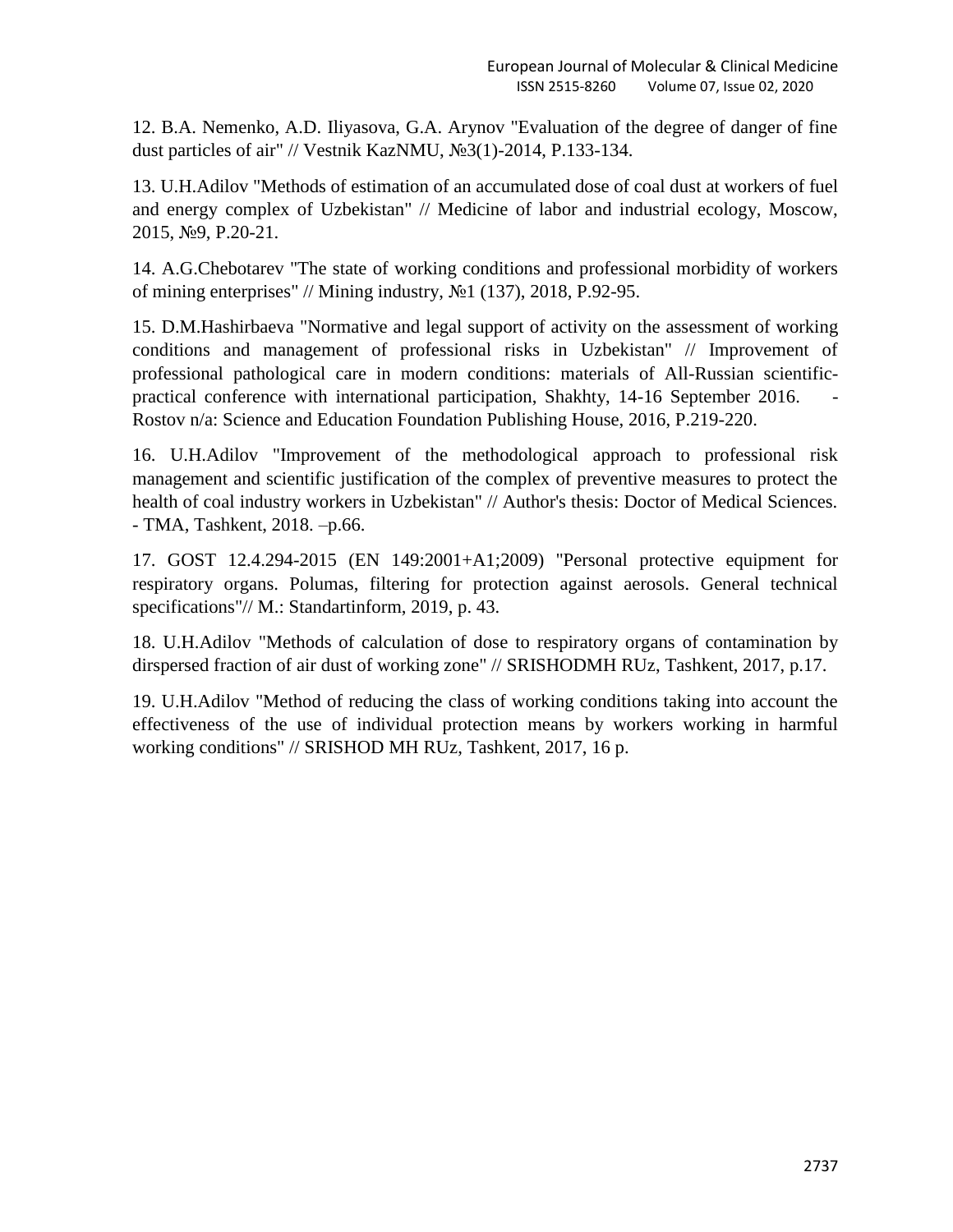12. B.A. Nemenko, A.D. Iliyasova, G.A. Arynov "Evaluation of the degree of danger of fine dust particles of air" // Vestnik KazNMU, №3(1)-2014, P.133-134.

13. U.H.Adilov "Methods of estimation of an accumulated dose of coal dust at workers of fuel and energy complex of Uzbekistan" // Medicine of labor and industrial ecology, Moscow, 2015, №9, P.20-21.

14. A.G.Chebotarev "The state of working conditions and professional morbidity of workers of mining enterprises" // Mining industry, №1 (137), 2018, P.92-95.

15. D.M.Hashirbaeva "Normative and legal support of activity on the assessment of working conditions and management of professional risks in Uzbekistan" // Improvement of professional pathological care in modern conditions: materials of All-Russian scientific-practical conference with international participation, Shakhty, 14-16 September 2016. - Rostov n/a: Science and Education Foundation Publishing House, 2016, P.219-220.

16. U.H.Adilov "Improvement of the methodological approach to professional risk management and scientific justification of the complex of preventive measures to protect the health of coal industry workers in Uzbekistan" // Author's thesis: Doctor of Medical Sciences. - TMA, Tashkent, 2018. –p.66.

17. GOST 12.4.294-2015 (EN 149:2001+A1;2009) "Personal protective equipment for respiratory organs. Polumas, filtering for protection against aerosols. General technical specifications"// M.: Standartinform, 2019, p. 43.

18. U.H.Adilov "Methods of calculation of dose to respiratory organs of contamination by dirspersed fraction of air dust of working zone" // SRISHODMH RUz, Tashkent, 2017, p.17.

19. U.H.Adilov "Method of reducing the class of working conditions taking into account the effectiveness of the use of individual protection means by workers working in harmful working conditions" // SRISHOD MH RUz, Tashkent, 2017, 16 p.